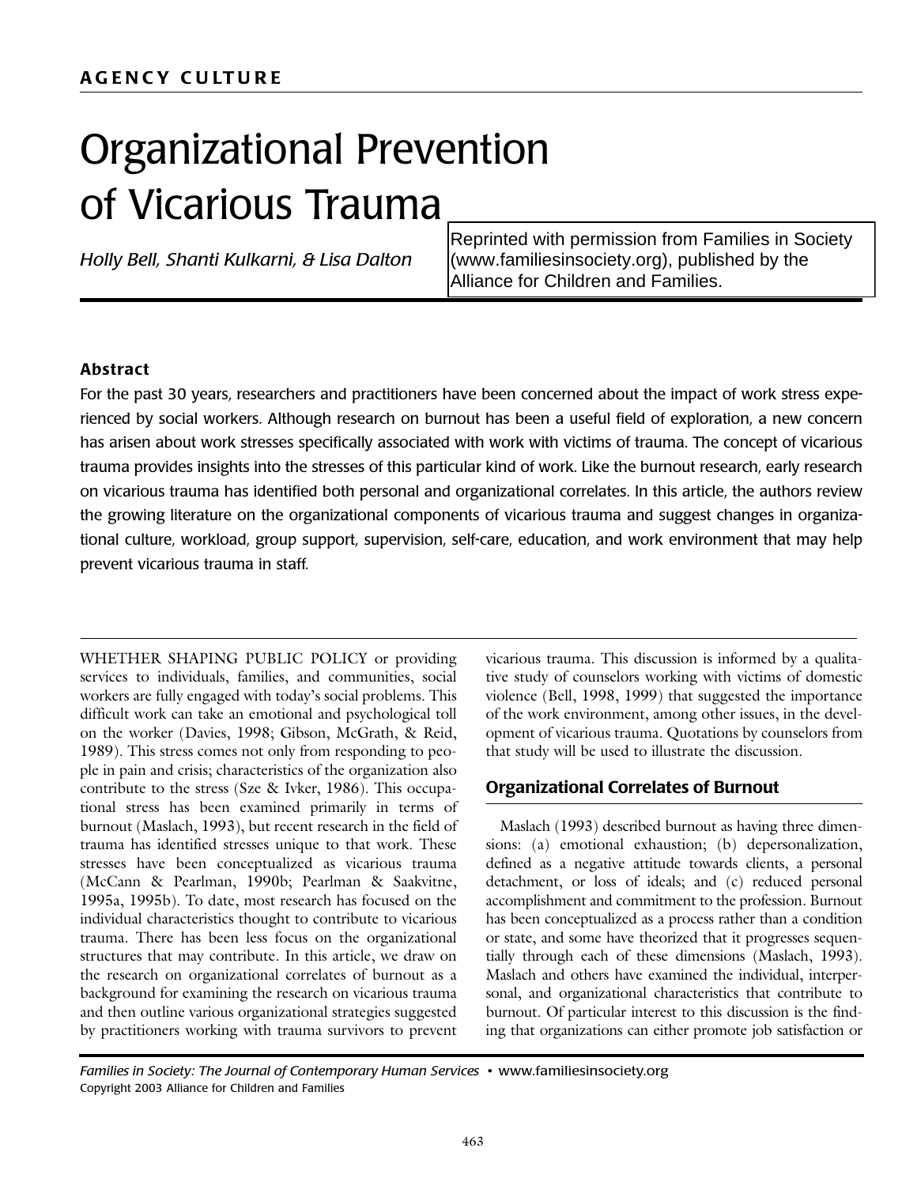AGENCY CULTURE

# Organizational Prevention of Vicarious Trauma

*Holly Bell, Shanti Kulkarni, & Lisa Dalton*

Reprinted with permission from Families in Society (www.familiesinsociety.org), published by the Alliance for Children and Families.

### Abstract

For the past 30 years, researchers and practitioners have been concerned about the impact of work stress experienced by social workers. Although research on burnout has been a useful field of exploration, a new concern has arisen about work stresses specifically associated with work with victims of trauma. The concept of vicarious trauma provides insights into the stresses of this particular kind of work. Like the burnout research, early research on vicarious trauma has identified both personal and organizational correlates. In this article, the authors review the growing literature on the organizational components of vicarious trauma and suggest changes in organizational culture, workload, group support, supervision, self-care, education, and work environment that may help prevent vicarious trauma in staff.

WHETHER SHAPING PUBLIC POLICY or providing services to individuals, families, and communities, social workers are fully engaged with today's social problems. This difficult work can take an emotional and psychological toll on the worker (Davies, 1998; Gibson, McGrath, & Reid, 1989). This stress comes not only from responding to people in pain and crisis; characteristics of the organization also contribute to the stress (Sze & Ivker, 1986). This occupational stress has been examined primarily in terms of burnout (Maslach, 1993), but recent research in the field of trauma has identified stresses unique to that work. These stresses have been conceptualized as vicarious trauma (McCann & Pearlman, 1990b; Pearlman & Saakvitne, 1995a, 1995b). To date, most research has focused on the individual characteristics thought to contribute to vicarious trauma. There has been less focus on the organizational structures that may contribute. In this article, we draw on the research on organizational correlates of burnout as a background for examining the research on vicarious trauma and then outline various organizational strategies suggested by practitioners working with trauma survivors to prevent vicarious trauma. This discussion is informed by a qualitative study of counselors working with victims of domestic violence (Bell, 1998, 1999) that suggested the importance of the work environment, among other issues, in the development of vicarious trauma. Quotations by counselors from that study will be used to illustrate the discussion.

## Organizational Correlates of Burnout

Maslach (1993) described burnout as having three dimensions: (a) emotional exhaustion; (b) depersonalization, defined as a negative attitude towards clients, a personal detachment, or loss of ideals; and (c) reduced personal accomplishment and commitment to the profession. Burnout has been conceptualized as a process rather than a condition or state, and some have theorized that it progresses sequentially through each of these dimensions (Maslach, 1993). Maslach and others have examined the individual, interpersonal, and organizational characteristics that contribute to burnout. Of particular interest to this discussion is the finding that organizations can either promote job satisfaction or

*Families in Society: The Journal of Contemporary Human Services* • www.familiesinsociety.org
Copyright 2003 Alliance for Children and Families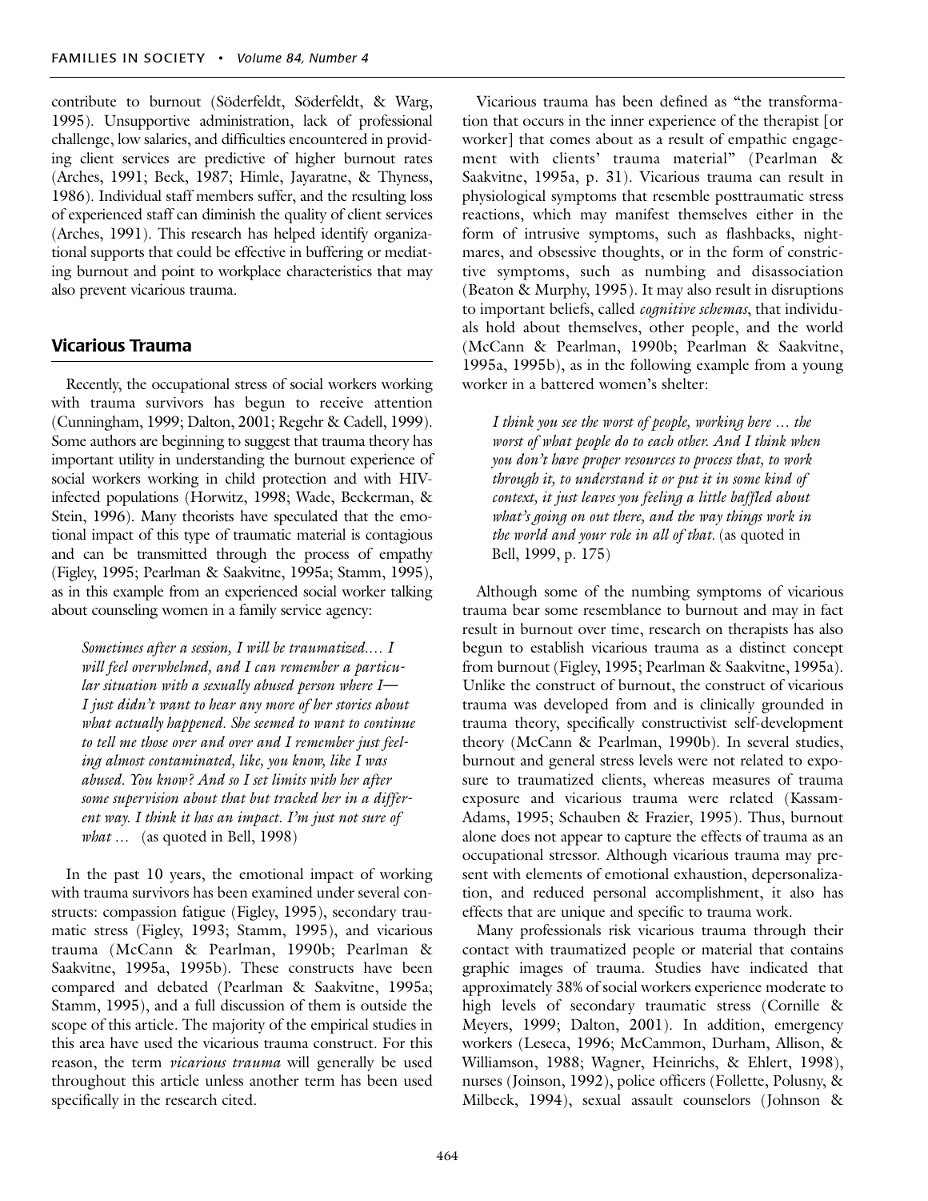contribute to burnout (Söderfeldt, Söderfeldt, & Warg, 1995). Unsupportive administration, lack of professional challenge, low salaries, and difficulties encountered in providing client services are predictive of higher burnout rates (Arches, 1991; Beck, 1987; Himle, Jayaratne, & Thyness, 1986). Individual staff members suffer, and the resulting loss of experienced staff can diminish the quality of client services (Arches, 1991). This research has helped identify organizational supports that could be effective in buffering or mediating burnout and point to workplace characteristics that may also prevent vicarious trauma.

## Vicarious Trauma

Recently, the occupational stress of social workers working with trauma survivors has begun to receive attention (Cunningham, 1999; Dalton, 2001; Regehr & Cadell, 1999). Some authors are beginning to suggest that trauma theory has important utility in understanding the burnout experience of social workers working in child protection and with HIV-infected populations (Horwitz, 1998; Wade, Beckerman, & Stein, 1996). Many theorists have speculated that the emotional impact of this type of traumatic material is contagious and can be transmitted through the process of empathy (Figley, 1995; Pearlman & Saakvitne, 1995a; Stamm, 1995), as in this example from an experienced social worker talking about counseling women in a family service agency:

> *Sometimes after a session, I will be traumatized.... I will feel overwhelmed, and I can remember a particular situation with a sexually abused person where I—I just didn't want to hear any more of her stories about what actually happened. She seemed to want to continue to tell me those over and over and I remember just feeling almost contaminated, like, you know, like I was abused. You know? And so I set limits with her after some supervision about that but tracked her in a different way. I think it has an impact. I'm just not sure of what ...* (as quoted in Bell, 1998)

In the past 10 years, the emotional impact of working with trauma survivors has been examined under several constructs: compassion fatigue (Figley, 1995), secondary traumatic stress (Figley, 1993; Stamm, 1995), and vicarious trauma (McCann & Pearlman, 1990b; Pearlman & Saakvitne, 1995a, 1995b). These constructs have been compared and debated (Pearlman & Saakvitne, 1995a; Stamm, 1995), and a full discussion of them is outside the scope of this article. The majority of the empirical studies in this area have used the vicarious trauma construct. For this reason, the term *vicarious trauma* will generally be used throughout this article unless another term has been used specifically in the research cited.

Vicarious trauma has been defined as "the transformation that occurs in the inner experience of the therapist [or worker] that comes about as a result of empathic engagement with clients' trauma material" (Pearlman & Saakvitne, 1995a, p. 31). Vicarious trauma can result in physiological symptoms that resemble posttraumatic stress reactions, which may manifest themselves either in the form of intrusive symptoms, such as flashbacks, nightmares, and obsessive thoughts, or in the form of constrictive symptoms, such as numbing and disassociation (Beaton & Murphy, 1995). It may also result in disruptions to important beliefs, called *cognitive schemas*, that individuals hold about themselves, other people, and the world (McCann & Pearlman, 1990b; Pearlman & Saakvitne, 1995a, 1995b), as in the following example from a young worker in a battered women's shelter:

> *I think you see the worst of people, working here ... the worst of what people do to each other. And I think when you don't have proper resources to process that, to work through it, to understand it or put it in some kind of context, it just leaves you feeling a little baffled about what's going on out there, and the way things work in the world and your role in all of that.* (as quoted in Bell, 1999, p. 175)

Although some of the numbing symptoms of vicarious trauma bear some resemblance to burnout and may in fact result in burnout over time, research on therapists has also begun to establish vicarious trauma as a distinct concept from burnout (Figley, 1995; Pearlman & Saakvitne, 1995a). Unlike the construct of burnout, the construct of vicarious trauma was developed from and is clinically grounded in trauma theory, specifically constructivist self-development theory (McCann & Pearlman, 1990b). In several studies, burnout and general stress levels were not related to exposure to traumatized clients, whereas measures of trauma exposure and vicarious trauma were related (Kassam-Adams, 1995; Schauben & Frazier, 1995). Thus, burnout alone does not appear to capture the effects of trauma as an occupational stressor. Although vicarious trauma may present with elements of emotional exhaustion, depersonalization, and reduced personal accomplishment, it also has effects that are unique and specific to trauma work.

Many professionals risk vicarious trauma through their contact with traumatized people or material that contains graphic images of trauma. Studies have indicated that approximately 38% of social workers experience moderate to high levels of secondary traumatic stress (Cornille & Meyers, 1999; Dalton, 2001). In addition, emergency workers (Leseca, 1996; McCammon, Durham, Allison, & Williamson, 1988; Wagner, Heinrichs, & Ehlert, 1998), nurses (Joinson, 1992), police officers (Follette, Polusny, & Milbeck, 1994), sexual assault counselors (Johnson &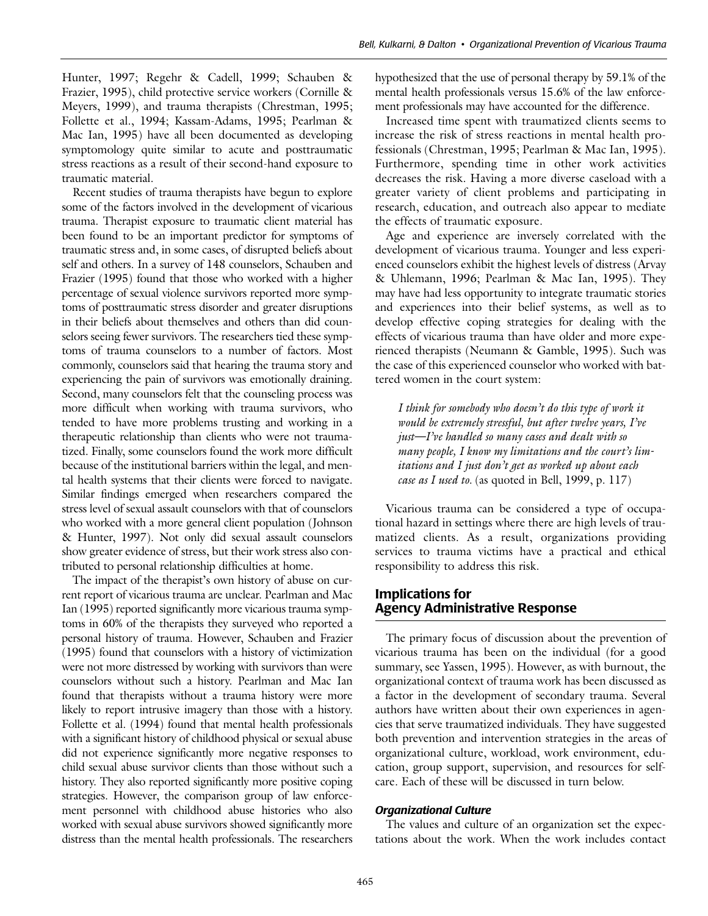Hunter, 1997; Regehr & Cadell, 1999; Schauben & Frazier, 1995), child protective service workers (Cornille & Meyers, 1999), and trauma therapists (Chrestman, 1995; Follette et al., 1994; Kassam-Adams, 1995; Pearlman & Mac Ian, 1995) have all been documented as developing symptomology quite similar to acute and posttraumatic stress reactions as a result of their second-hand exposure to traumatic material.

Recent studies of trauma therapists have begun to explore some of the factors involved in the development of vicarious trauma. Therapist exposure to traumatic client material has been found to be an important predictor for symptoms of traumatic stress and, in some cases, of disrupted beliefs about self and others. In a survey of 148 counselors, Schauben and Frazier (1995) found that those who worked with a higher percentage of sexual violence survivors reported more symptoms of posttraumatic stress disorder and greater disruptions in their beliefs about themselves and others than did counselors seeing fewer survivors. The researchers tied these symptoms of trauma counselors to a number of factors. Most commonly, counselors said that hearing the trauma story and experiencing the pain of survivors was emotionally draining. Second, many counselors felt that the counseling process was more difficult when working with trauma survivors, who tended to have more problems trusting and working in a therapeutic relationship than clients who were not traumatized. Finally, some counselors found the work more difficult because of the institutional barriers within the legal, and mental health systems that their clients were forced to navigate. Similar findings emerged when researchers compared the stress level of sexual assault counselors with that of counselors who worked with a more general client population (Johnson & Hunter, 1997). Not only did sexual assault counselors show greater evidence of stress, but their work stress also contributed to personal relationship difficulties at home.

The impact of the therapist's own history of abuse on current report of vicarious trauma are unclear. Pearlman and Mac Ian (1995) reported significantly more vicarious trauma symptoms in 60% of the therapists they surveyed who reported a personal history of trauma. However, Schauben and Frazier (1995) found that counselors with a history of victimization were not more distressed by working with survivors than were counselors without such a history. Pearlman and Mac Ian found that therapists without a trauma history were more likely to report intrusive imagery than those with a history. Follette et al. (1994) found that mental health professionals with a significant history of childhood physical or sexual abuse did not experience significantly more negative responses to child sexual abuse survivor clients than those without such a history. They also reported significantly more positive coping strategies. However, the comparison group of law enforcement personnel with childhood abuse histories who also worked with sexual abuse survivors showed significantly more distress than the mental health professionals. The researchers hypothesized that the use of personal therapy by 59.1% of the mental health professionals versus 15.6% of the law enforcement professionals may have accounted for the difference.

Increased time spent with traumatized clients seems to increase the risk of stress reactions in mental health professionals (Chrestman, 1995; Pearlman & Mac Ian, 1995). Furthermore, spending time in other work activities decreases the risk. Having a more diverse caseload with a greater variety of client problems and participating in research, education, and outreach also appear to mediate the effects of traumatic exposure.

Age and experience are inversely correlated with the development of vicarious trauma. Younger and less experienced counselors exhibit the highest levels of distress (Arvay & Uhlemann, 1996; Pearlman & Mac Ian, 1995). They may have had less opportunity to integrate traumatic stories and experiences into their belief systems, as well as to develop effective coping strategies for dealing with the effects of vicarious trauma than have older and more experienced therapists (Neumann & Gamble, 1995). Such was the case of this experienced counselor who worked with battered women in the court system:

> *I think for somebody who doesn't do this type of work it would be extremely stressful, but after twelve years, I've just—I've handled so many cases and dealt with so many people, I know my limitations and the court's limitations and I just don't get as worked up about each case as I used to.* (as quoted in Bell, 1999, p. 117)

Vicarious trauma can be considered a type of occupational hazard in settings where there are high levels of traumatized clients. As a result, organizations providing services to trauma victims have a practical and ethical responsibility to address this risk.

## Implications for Agency Administrative Response

The primary focus of discussion about the prevention of vicarious trauma has been on the individual (for a good summary, see Yassen, 1995). However, as with burnout, the organizational context of trauma work has been discussed as a factor in the development of secondary trauma. Several authors have written about their own experiences in agencies that serve traumatized individuals. They have suggested both prevention and intervention strategies in the areas of organizational culture, workload, work environment, education, group support, supervision, and resources for self-care. Each of these will be discussed in turn below.

### *Organizational Culture*

The values and culture of an organization set the expectations about the work. When the work includes contact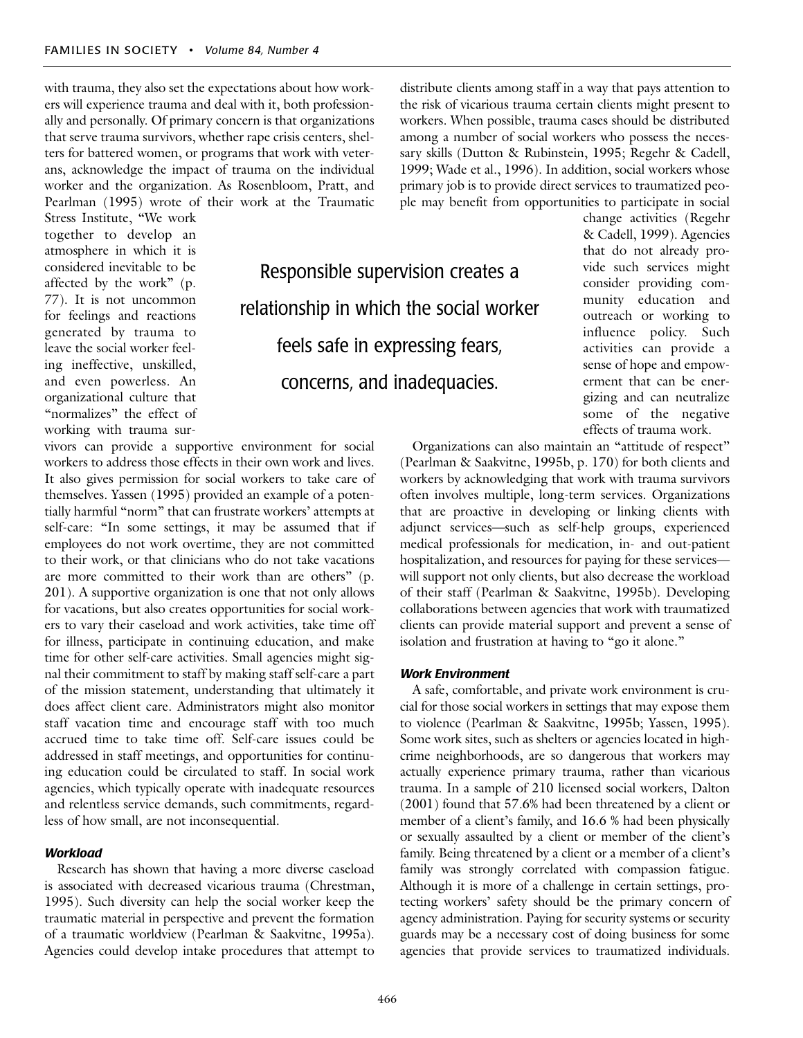with trauma, they also set the expectations about how workers will experience trauma and deal with it, both professionally and personally. Of primary concern is that organizations that serve trauma survivors, whether rape crisis centers, shelters for battered women, or programs that work with veterans, acknowledge the impact of trauma on the individual worker and the organization. As Rosenbloom, Pratt, and Pearlman (1995) wrote of their work at the Traumatic Stress Institute, "We work together to develop an atmosphere in which it is considered inevitable to be affected by the work" (p. 77). It is not uncommon for feelings and reactions generated by trauma to leave the social worker feeling ineffective, unskilled, and even powerless. An organizational culture that "normalizes" the effect of working with trauma survivors can provide a supportive environment for social workers to address those effects in their own work and lives. It also gives permission for social workers to take care of themselves. Yassen (1995) provided an example of a potentially harmful "norm" that can frustrate workers' attempts at self-care: "In some settings, it may be assumed that if employees do not work overtime, they are not committed to their work, or that clinicians who do not take vacations are more committed to their work than are others" (p. 201). A supportive organization is one that not only allows for vacations, but also creates opportunities for social workers to vary their caseload and work activities, take time off for illness, participate in continuing education, and make time for other self-care activities. Small agencies might signal their commitment to staff by making staff self-care a part of the mission statement, understanding that ultimately it does affect client care. Administrators might also monitor staff vacation time and encourage staff with too much accrued time to take time off. Self-care issues could be addressed in staff meetings, and opportunities for continuing education could be circulated to staff. In social work agencies, which typically operate with inadequate resources and relentless service demands, such commitments, regardless of how small, are not inconsequential.

> Responsible supervision creates a relationship in which the social worker feels safe in expressing fears, concerns, and inadequacies.

### *Workload*

Research has shown that having a more diverse caseload is associated with decreased vicarious trauma (Chrestman, 1995). Such diversity can help the social worker keep the traumatic material in perspective and prevent the formation of a traumatic worldview (Pearlman & Saakvitne, 1995a). Agencies could develop intake procedures that attempt to distribute clients among staff in a way that pays attention to the risk of vicarious trauma certain clients might present to workers. When possible, trauma cases should be distributed among a number of social workers who possess the necessary skills (Dutton & Rubinstein, 1995; Regehr & Cadell, 1999; Wade et al., 1996). In addition, social workers whose primary job is to provide direct services to traumatized people may benefit from opportunities to participate in social change activities (Regehr & Cadell, 1999). Agencies that do not already provide such services might consider providing community education and outreach or working to influence policy. Such activities can provide a sense of hope and empowerment that can be energizing and can neutralize some of the negative effects of trauma work.

Organizations can also maintain an "attitude of respect" (Pearlman & Saakvitne, 1995b, p. 170) for both clients and workers by acknowledging that work with trauma survivors often involves multiple, long-term services. Organizations that are proactive in developing or linking clients with adjunct services—such as self-help groups, experienced medical professionals for medication, in- and out-patient hospitalization, and resources for paying for these services—will support not only clients, but also decrease the workload of their staff (Pearlman & Saakvitne, 1995b). Developing collaborations between agencies that work with traumatized clients can provide material support and prevent a sense of isolation and frustration at having to "go it alone."

### *Work Environment*

A safe, comfortable, and private work environment is crucial for those social workers in settings that may expose them to violence (Pearlman & Saakvitne, 1995b; Yassen, 1995). Some work sites, such as shelters or agencies located in high-crime neighborhoods, are so dangerous that workers may actually experience primary trauma, rather than vicarious trauma. In a sample of 210 licensed social workers, Dalton (2001) found that 57.6% had been threatened by a client or member of a client's family, and 16.6 % had been physically or sexually assaulted by a client or member of the client's family. Being threatened by a client or a member of a client's family was strongly correlated with compassion fatigue. Although it is more of a challenge in certain settings, protecting workers' safety should be the primary concern of agency administration. Paying for security systems or security guards may be a necessary cost of doing business for some agencies that provide services to traumatized individuals.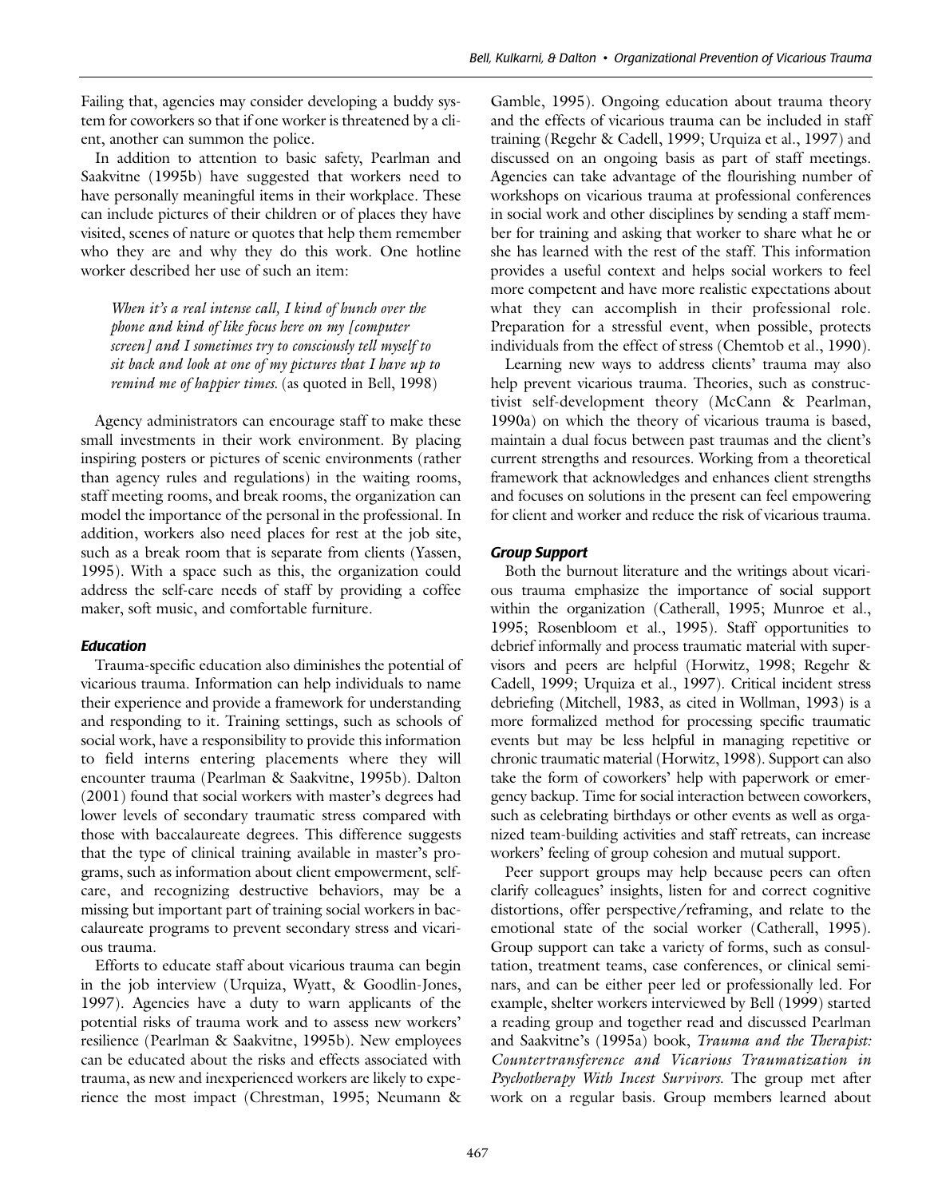Failing that, agencies may consider developing a buddy system for coworkers so that if one worker is threatened by a client, another can summon the police.

In addition to attention to basic safety, Pearlman and Saakvitne (1995b) have suggested that workers need to have personally meaningful items in their workplace. These can include pictures of their children or of places they have visited, scenes of nature or quotes that help them remember who they are and why they do this work. One hotline worker described her use of such an item:

> *When it's a real intense call, I kind of hunch over the phone and kind of like focus here on my [computer screen] and I sometimes try to consciously tell myself to sit back and look at one of my pictures that I have up to remind me of happier times.* (as quoted in Bell, 1998)

Agency administrators can encourage staff to make these small investments in their work environment. By placing inspiring posters or pictures of scenic environments (rather than agency rules and regulations) in the waiting rooms, staff meeting rooms, and break rooms, the organization can model the importance of the personal in the professional. In addition, workers also need places for rest at the job site, such as a break room that is separate from clients (Yassen, 1995). With a space such as this, the organization could address the self-care needs of staff by providing a coffee maker, soft music, and comfortable furniture.

### *Education*

Trauma-specific education also diminishes the potential of vicarious trauma. Information can help individuals to name their experience and provide a framework for understanding and responding to it. Training settings, such as schools of social work, have a responsibility to provide this information to field interns entering placements where they will encounter trauma (Pearlman & Saakvitne, 1995b). Dalton (2001) found that social workers with master's degrees had lower levels of secondary traumatic stress compared with those with baccalaureate degrees. This difference suggests that the type of clinical training available in master's programs, such as information about client empowerment, self-care, and recognizing destructive behaviors, may be a missing but important part of training social workers in baccalaureate programs to prevent secondary stress and vicarious trauma.

Efforts to educate staff about vicarious trauma can begin in the job interview (Urquiza, Wyatt, & Goodlin-Jones, 1997). Agencies have a duty to warn applicants of the potential risks of trauma work and to assess new workers' resilience (Pearlman & Saakvitne, 1995b). New employees can be educated about the risks and effects associated with trauma, as new and inexperienced workers are likely to experience the most impact (Chrestman, 1995; Neumann & Gamble, 1995). Ongoing education about trauma theory and the effects of vicarious trauma can be included in staff training (Regehr & Cadell, 1999; Urquiza et al., 1997) and discussed on an ongoing basis as part of staff meetings. Agencies can take advantage of the flourishing number of workshops on vicarious trauma at professional conferences in social work and other disciplines by sending a staff member for training and asking that worker to share what he or she has learned with the rest of the staff. This information provides a useful context and helps social workers to feel more competent and have more realistic expectations about what they can accomplish in their professional role. Preparation for a stressful event, when possible, protects individuals from the effect of stress (Chemtob et al., 1990).

Learning new ways to address clients' trauma may also help prevent vicarious trauma. Theories, such as constructivist self-development theory (McCann & Pearlman, 1990a) on which the theory of vicarious trauma is based, maintain a dual focus between past traumas and the client's current strengths and resources. Working from a theoretical framework that acknowledges and enhances client strengths and focuses on solutions in the present can feel empowering for client and worker and reduce the risk of vicarious trauma.

### *Group Support*

Both the burnout literature and the writings about vicarious trauma emphasize the importance of social support within the organization (Catherall, 1995; Munroe et al., 1995; Rosenbloom et al., 1995). Staff opportunities to debrief informally and process traumatic material with supervisors and peers are helpful (Horwitz, 1998; Regehr & Cadell, 1999; Urquiza et al., 1997). Critical incident stress debriefing (Mitchell, 1983, as cited in Wollman, 1993) is a more formalized method for processing specific traumatic events but may be less helpful in managing repetitive or chronic traumatic material (Horwitz, 1998). Support can also take the form of coworkers' help with paperwork or emergency backup. Time for social interaction between coworkers, such as celebrating birthdays or other events as well as organized team-building activities and staff retreats, can increase workers' feeling of group cohesion and mutual support.

Peer support groups may help because peers can often clarify colleagues' insights, listen for and correct cognitive distortions, offer perspective/reframing, and relate to the emotional state of the social worker (Catherall, 1995). Group support can take a variety of forms, such as consultation, treatment teams, case conferences, or clinical seminars, and can be either peer led or professionally led. For example, shelter workers interviewed by Bell (1999) started a reading group and together read and discussed Pearlman and Saakvitne's (1995a) book, *Trauma and the Therapist: Countertransference and Vicarious Traumatization in Psychotherapy With Incest Survivors.* The group met after work on a regular basis. Group members learned about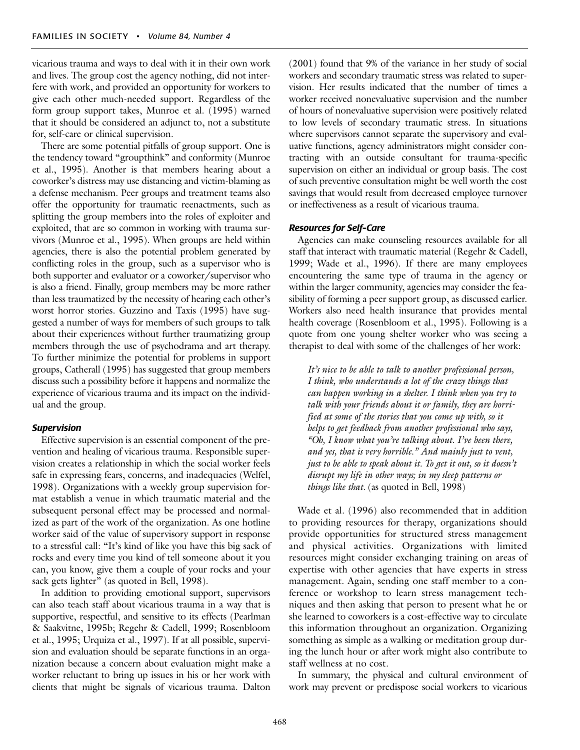vicarious trauma and ways to deal with it in their own work and lives. The group cost the agency nothing, did not interfere with work, and provided an opportunity for workers to give each other much-needed support. Regardless of the form group support takes, Munroe et al. (1995) warned that it should be considered an adjunct to, not a substitute for, self-care or clinical supervision.

There are some potential pitfalls of group support. One is the tendency toward "groupthink" and conformity (Munroe et al., 1995). Another is that members hearing about a coworker's distress may use distancing and victim-blaming as a defense mechanism. Peer groups and treatment teams also offer the opportunity for traumatic reenactments, such as splitting the group members into the roles of exploiter and exploited, that are so common in working with trauma survivors (Munroe et al., 1995). When groups are held within agencies, there is also the potential problem generated by conflicting roles in the group, such as a supervisor who is both supporter and evaluator or a coworker/supervisor who is also a friend. Finally, group members may be more rather than less traumatized by the necessity of hearing each other's worst horror stories. Guzzino and Taxis (1995) have suggested a number of ways for members of such groups to talk about their experiences without further traumatizing group members through the use of psychodrama and art therapy. To further minimize the potential for problems in support groups, Catherall (1995) has suggested that group members discuss such a possibility before it happens and normalize the experience of vicarious trauma and its impact on the individual and the group.

### *Supervision*

Effective supervision is an essential component of the prevention and healing of vicarious trauma. Responsible supervision creates a relationship in which the social worker feels safe in expressing fears, concerns, and inadequacies (Welfel, 1998). Organizations with a weekly group supervision format establish a venue in which traumatic material and the subsequent personal effect may be processed and normalized as part of the work of the organization. As one hotline worker said of the value of supervisory support in response to a stressful call: "It's kind of like you have this big sack of rocks and every time you kind of tell someone about it you can, you know, give them a couple of your rocks and your sack gets lighter" (as quoted in Bell, 1998).

In addition to providing emotional support, supervisors can also teach staff about vicarious trauma in a way that is supportive, respectful, and sensitive to its effects (Pearlman & Saakvitne, 1995b; Regehr & Cadell, 1999; Rosenbloom et al., 1995; Urquiza et al., 1997). If at all possible, supervision and evaluation should be separate functions in an organization because a concern about evaluation might make a worker reluctant to bring up issues in his or her work with clients that might be signals of vicarious trauma. Dalton (2001) found that 9% of the variance in her study of social workers and secondary traumatic stress was related to supervision. Her results indicated that the number of times a worker received nonevaluative supervision and the number of hours of nonevaluative supervision were positively related to low levels of secondary traumatic stress. In situations where supervisors cannot separate the supervisory and evaluative functions, agency administrators might consider contracting with an outside consultant for trauma-specific supervision on either an individual or group basis. The cost of such preventive consultation might be well worth the cost savings that would result from decreased employee turnover or ineffectiveness as a result of vicarious trauma.

### *Resources for Self-Care*

Agencies can make counseling resources available for all staff that interact with traumatic material (Regehr & Cadell, 1999; Wade et al., 1996). If there are many employees encountering the same type of trauma in the agency or within the larger community, agencies may consider the feasibility of forming a peer support group, as discussed earlier. Workers also need health insurance that provides mental health coverage (Rosenbloom et al., 1995). Following is a quote from one young shelter worker who was seeing a therapist to deal with some of the challenges of her work:

> *It's nice to be able to talk to another professional person, I think, who understands a lot of the crazy things that can happen working in a shelter. I think when you try to talk with your friends about it or family, they are horrified at some of the stories that you come up with, so it helps to get feedback from another professional who says, "Oh, I know what you're talking about. I've been there, and yes, that is very horrible." And mainly just to vent, just to be able to speak about it. To get it out, so it doesn't disrupt my life in other ways; in my sleep patterns or things like that.* (as quoted in Bell, 1998)

Wade et al. (1996) also recommended that in addition to providing resources for therapy, organizations should provide opportunities for structured stress management and physical activities. Organizations with limited resources might consider exchanging training on areas of expertise with other agencies that have experts in stress management. Again, sending one staff member to a conference or workshop to learn stress management techniques and then asking that person to present what he or she learned to coworkers is a cost-effective way to circulate this information throughout an organization. Organizing something as simple as a walking or meditation group during the lunch hour or after work might also contribute to staff wellness at no cost.

In summary, the physical and cultural environment of work may prevent or predispose social workers to vicarious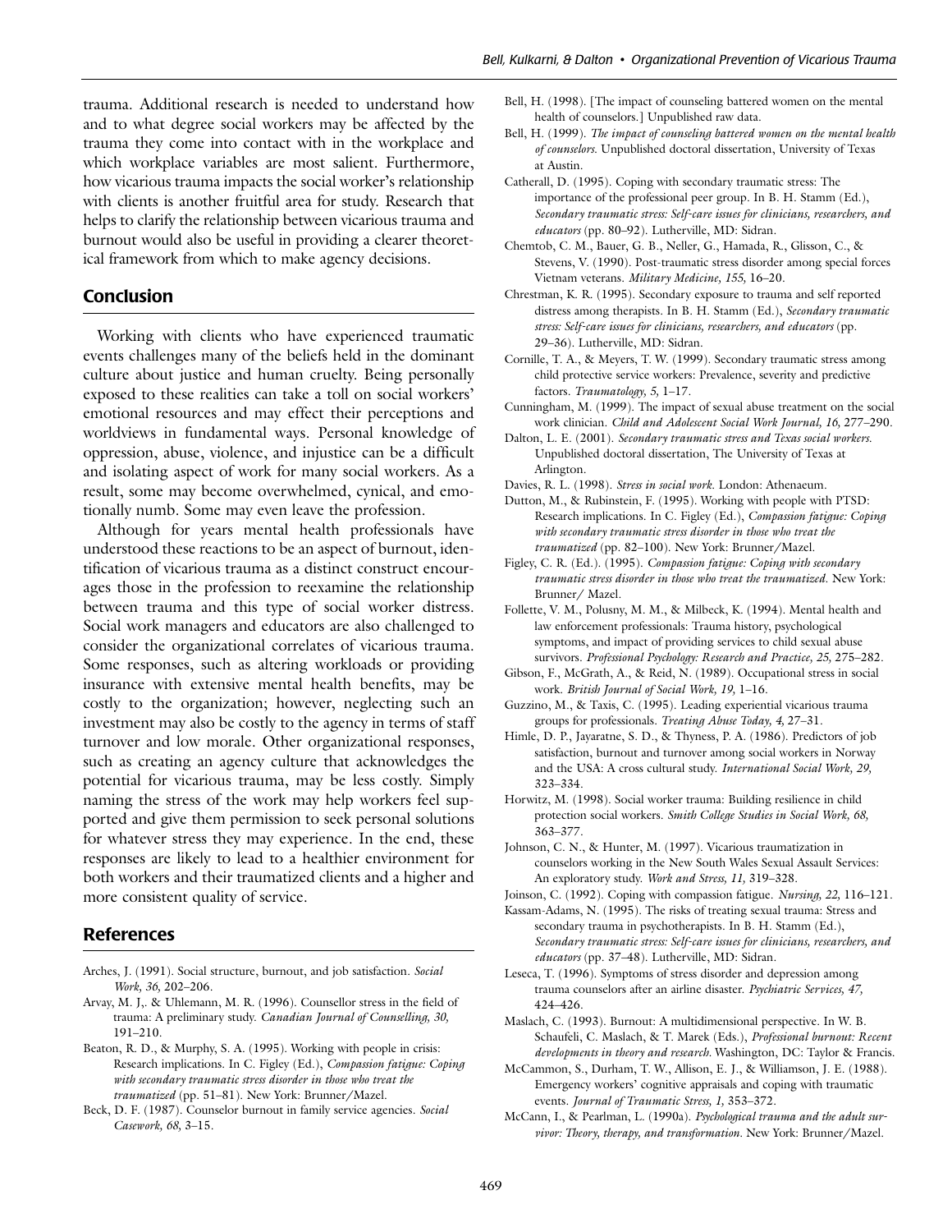trauma. Additional research is needed to understand how and to what degree social workers may be affected by the trauma they come into contact with in the workplace and which workplace variables are most salient. Furthermore, how vicarious trauma impacts the social worker's relationship with clients is another fruitful area for study. Research that helps to clarify the relationship between vicarious trauma and burnout would also be useful in providing a clearer theoretical framework from which to make agency decisions.

## Conclusion

Working with clients who have experienced traumatic events challenges many of the beliefs held in the dominant culture about justice and human cruelty. Being personally exposed to these realities can take a toll on social workers' emotional resources and may effect their perceptions and worldviews in fundamental ways. Personal knowledge of oppression, abuse, violence, and injustice can be a difficult and isolating aspect of work for many social workers. As a result, some may become overwhelmed, cynical, and emotionally numb. Some may even leave the profession.

Although for years mental health professionals have understood these reactions to be an aspect of burnout, identification of vicarious trauma as a distinct construct encourages those in the profession to reexamine the relationship between trauma and this type of social worker distress. Social work managers and educators are also challenged to consider the organizational correlates of vicarious trauma. Some responses, such as altering workloads or providing insurance with extensive mental health benefits, may be costly to the organization; however, neglecting such an investment may also be costly to the agency in terms of staff turnover and low morale. Other organizational responses, such as creating an agency culture that acknowledges the potential for vicarious trauma, may be less costly. Simply naming the stress of the work may help workers feel supported and give them permission to seek personal solutions for whatever stress they may experience. In the end, these responses are likely to lead to a healthier environment for both workers and their traumatized clients and a higher and more consistent quality of service.

## References

Arches, J. (1991). Social structure, burnout, and job satisfaction. *Social Work, 36,* 202–206.

Arvay, M. J,. & Uhlemann, M. R. (1996). Counsellor stress in the field of trauma: A preliminary study. *Canadian Journal of Counselling, 30,* 191–210.

Beaton, R. D., & Murphy, S. A. (1995). Working with people in crisis: Research implications. In C. Figley (Ed.), *Compassion fatigue: Coping with secondary traumatic stress disorder in those who treat the traumatized* (pp. 51–81). New York: Brunner/Mazel.

Beck, D. F. (1987). Counselor burnout in family service agencies. *Social Casework, 68,* 3–15.

Bell, H. (1998). [The impact of counseling battered women on the mental health of counselors.] Unpublished raw data.

Bell, H. (1999). *The impact of counseling battered women on the mental health of counselors.* Unpublished doctoral dissertation, University of Texas at Austin.

Catherall, D. (1995). Coping with secondary traumatic stress: The importance of the professional peer group. In B. H. Stamm (Ed.), *Secondary traumatic stress: Self-care issues for clinicians, researchers, and educators* (pp. 80–92). Lutherville, MD: Sidran.

Chemtob, C. M., Bauer, G. B., Neller, G., Hamada, R., Glisson, C., & Stevens, V. (1990). Post-traumatic stress disorder among special forces Vietnam veterans. *Military Medicine, 155,* 16–20.

Chrestman, K. R. (1995). Secondary exposure to trauma and self reported distress among therapists. In B. H. Stamm (Ed.), *Secondary traumatic stress: Self-care issues for clinicians, researchers, and educators* (pp. 29–36). Lutherville, MD: Sidran.

Cornille, T. A., & Meyers, T. W. (1999). Secondary traumatic stress among child protective service workers: Prevalence, severity and predictive factors. *Traumatology, 5,* 1–17.

Cunningham, M. (1999). The impact of sexual abuse treatment on the social work clinician. *Child and Adolescent Social Work Journal, 16,* 277–290.

Dalton, L. E. (2001). *Secondary traumatic stress and Texas social workers.* Unpublished doctoral dissertation, The University of Texas at Arlington.

Davies, R. L. (1998). *Stress in social work.* London: Athenaeum.

Dutton, M., & Rubinstein, F. (1995). Working with people with PTSD: Research implications. In C. Figley (Ed.), *Compassion fatigue: Coping with secondary traumatic stress disorder in those who treat the traumatized* (pp. 82–100). New York: Brunner/Mazel.

Figley, C. R. (Ed.). (1995). *Compassion fatigue: Coping with secondary traumatic stress disorder in those who treat the traumatized.* New York: Brunner/ Mazel.

Follette, V. M., Polusny, M. M., & Milbeck, K. (1994). Mental health and law enforcement professionals: Trauma history, psychological symptoms, and impact of providing services to child sexual abuse survivors. *Professional Psychology: Research and Practice, 25,* 275–282.

Gibson, F., McGrath, A., & Reid, N. (1989). Occupational stress in social work. *British Journal of Social Work, 19,* 1–16.

Guzzino, M., & Taxis, C. (1995). Leading experiential vicarious trauma groups for professionals. *Treating Abuse Today, 4,* 27–31.

Himle, D. P., Jayaratne, S. D., & Thyness, P. A. (1986). Predictors of job satisfaction, burnout and turnover among social workers in Norway and the USA: A cross cultural study. *International Social Work, 29,* 323–334.

Horwitz, M. (1998). Social worker trauma: Building resilience in child protection social workers. *Smith College Studies in Social Work, 68,* 363–377.

Johnson, C. N., & Hunter, M. (1997). Vicarious traumatization in counselors working in the New South Wales Sexual Assault Services: An exploratory study. *Work and Stress, 11,* 319–328.

Joinson, C. (1992). Coping with compassion fatigue. *Nursing, 22,* 116–121.

Kassam-Adams, N. (1995). The risks of treating sexual trauma: Stress and secondary trauma in psychotherapists. In B. H. Stamm (Ed.), *Secondary traumatic stress: Self-care issues for clinicians, researchers, and educators* (pp. 37–48). Lutherville, MD: Sidran.

Leseca, T. (1996). Symptoms of stress disorder and depression among trauma counselors after an airline disaster. *Psychiatric Services, 47,* 424–426.

Maslach, C. (1993). Burnout: A multidimensional perspective. In W. B. Schaufeli, C. Maslach, & T. Marek (Eds.), *Professional burnout: Recent developments in theory and research.* Washington, DC: Taylor & Francis.

McCammon, S., Durham, T. W., Allison, E. J., & Williamson, J. E. (1988). Emergency workers' cognitive appraisals and coping with traumatic events. *Journal of Traumatic Stress, 1,* 353–372.

McCann, I., & Pearlman, L. (1990a). *Psychological trauma and the adult survivor: Theory, therapy, and transformation.* New York: Brunner/Mazel.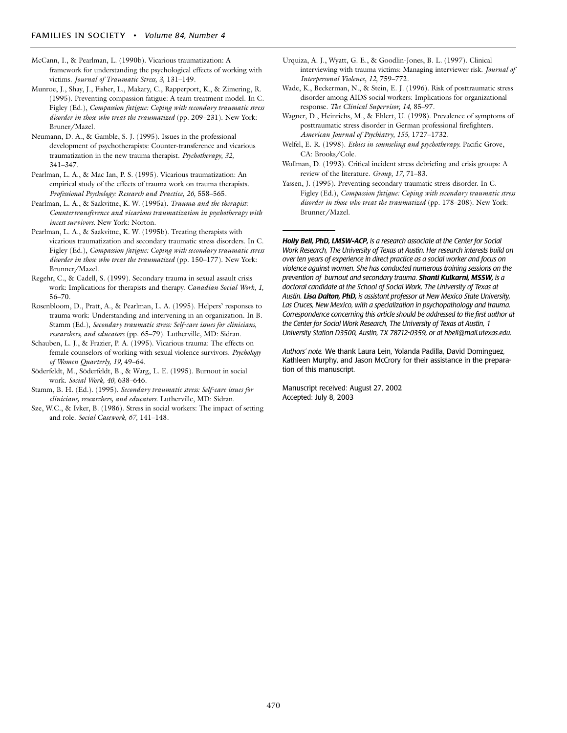McCann, I., & Pearlman, L. (1990b). Vicarious traumatization: A framework for understanding the psychological effects of working with victims. *Journal of Traumatic Stress, 3,* 131–149.

Munroe, J., Shay, J., Fisher, L., Makary, C., Rapperport, K., & Zimering, R. (1995). Preventing compassion fatigue: A team treatment model. In C. Figley (Ed.), *Compassion fatigue: Coping with secondary traumatic stress disorder in those who treat the traumatized* (pp. 209–231). New York: Bruner/Mazel.

Neumann, D. A., & Gamble, S. J. (1995). Issues in the professional development of psychotherapists: Counter-transference and vicarious traumatization in the new trauma therapist. *Psychotherapy, 32,* 341–347.

Pearlman, L. A., & Mac Ian, P. S. (1995). Vicarious traumatization: An empirical study of the effects of trauma work on trauma therapists. *Professional Psychology: Research and Practice, 26,* 558–565.

Pearlman, L. A., & Saakvitne, K. W. (1995a). *Trauma and the therapist: Countertransference and vicarious traumatization in psychotherapy with incest survivors.* New York: Norton.

Pearlman, L. A., & Saakvitne, K. W. (1995b). Treating therapists with vicarious traumatization and secondary traumatic stress disorders. In C. Figley (Ed.), *Compassion fatigue: Coping with secondary traumatic stress disorder in those who treat the traumatized* (pp. 150–177). New York: Brunner/Mazel.

Regehr, C., & Cadell, S. (1999). Secondary trauma in sexual assault crisis work: Implications for therapists and therapy. *Canadian Social Work, 1,* 56–70.

Rosenbloom, D., Pratt, A., & Pearlman, L. A. (1995). Helpers' responses to trauma work: Understanding and intervening in an organization. In B. Stamm (Ed.), *Secondary traumatic stress: Self-care issues for clinicians, researchers, and educators* (pp. 65–79). Lutherville, MD: Sidran.

Schauben, L. J., & Frazier, P. A. (1995). Vicarious trauma: The effects on female counselors of working with sexual violence survivors. *Psychology of Women Quarterly, 19,* 49–64.

Söderfeldt, M., Söderfeldt, B., & Warg, L. E. (1995). Burnout in social work. *Social Work, 40,* 638–646.

Stamm, B. H. (Ed.). (1995). *Secondary traumatic stress: Self-care issues for clinicians, researchers, and educators.* Lutherville, MD: Sidran.

Sze, W.C., & Ivker, B. (1986). Stress in social workers: The impact of setting and role. *Social Casework, 67,* 141–148.

Urquiza, A. J., Wyatt, G. E., & Goodlin-Jones, B. L. (1997). Clinical interviewing with trauma victims: Managing interviewer risk. *Journal of Interpersonal Violence, 12,* 759–772.

Wade, K., Beckerman, N., & Stein, E. J. (1996). Risk of posttraumatic stress disorder among AIDS social workers: Implications for organizational response. *The Clinical Supervisor, 14,* 85–97.

Wagner, D., Heinrichs, M., & Ehlert, U. (1998). Prevalence of symptoms of posttraumatic stress disorder in German professional firefighters. *American Journal of Psychiatry, 155,* 1727–1732.

Welfel, E. R. (1998). *Ethics in counseling and psychotherapy.* Pacific Grove, CA: Brooks/Cole.

Wollman, D. (1993). Critical incident stress debriefing and crisis groups: A review of the literature. *Group, 17,* 71–83.

Yassen, J. (1995). Preventing secondary traumatic stress disorder. In C. Figley (Ed.), *Compassion fatigue: Coping with secondary traumatic stress disorder in those who treat the traumatized* (pp. 178–208). New York: Brunner/Mazel.

---

***Holly Bell, PhD, LMSW-ACP,*** *is a research associate at the Center for Social Work Research, The University of Texas at Austin. Her research interests build on over ten years of experience in direct practice as a social worker and focus on violence against women. She has conducted numerous training sessions on the prevention of burnout and secondary trauma.* ***Shanti Kulkarni, MSSW,*** *is a doctoral candidate at the School of Social Work, The University of Texas at Austin.* ***Lisa Dalton, PhD,*** *is assistant professor at New Mexico State University, Las Cruces, New Mexico, with a specialization in psychopathology and trauma. Correspondence concerning this article should be addressed to the first author at the Center for Social Work Research, The University of Texas at Austin, 1 University Station D3500, Austin, TX 78712-0359, or at hbell@mail.utexas.edu.*

*Authors' note.* We thank Laura Lein, Yolanda Padilla, David Dominguez, Kathleen Murphy, and Jason McCrory for their assistance in the preparation of this manuscript.

Manuscript received: August 27, 2002
Accepted: July 8, 2003